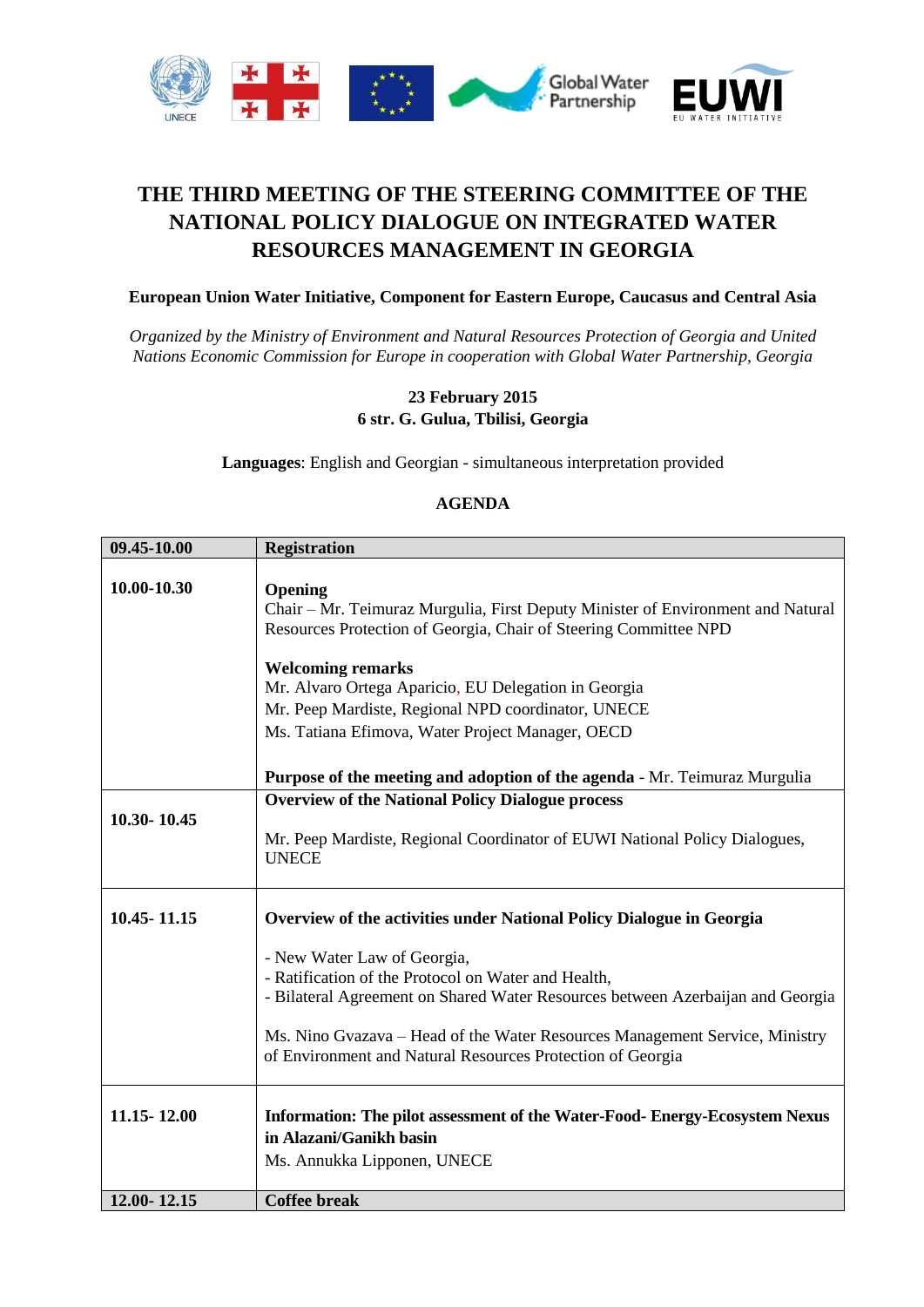# THE THIRD MEETING OF THE STEERING COMMITTEE OF THE NATIONAL POLICY DIALOGUE ON INTEGRATED WATER RESOURCES MANAGEMENT IN GEORGIA

**European Union Water Initiative, Component for Eastern Europe, Caucasus and Central Asia**

*Organized by the Ministry of Environment and Natural Resources Protection of Georgia and United Nations Economic Commission for Europe in cooperation with Global Water Partnership, Georgia*

**23 February 2015**
**6 str. G. Gulua, Tbilisi, Georgia**

**Languages**: English and Georgian - simultaneous interpretation provided

**AGENDA**

| **09.45-10.00** | **Registration** |
|---|---|
| **10.00-10.30** | **Opening**<br>Chair – Mr. Teimuraz Murgulia, First Deputy Minister of Environment and Natural Resources Protection of Georgia, Chair of Steering Committee NPD<br><br>**Welcoming remarks**<br>Mr. Alvaro Ortega Aparicio, EU Delegation in Georgia<br>Mr. Peep Mardiste, Regional NPD coordinator, UNECE<br>Ms. Tatiana Efimova, Water Project Manager, OECD<br><br>**Purpose of the meeting and adoption of the agenda** - Mr. Teimuraz Murgulia |
| **10.30- 10.45** | **Overview of the National Policy Dialogue process**<br><br>Mr. Peep Mardiste, Regional Coordinator of EUWI National Policy Dialogues, UNECE |
| **10.45- 11.15** | **Overview of the activities under National Policy Dialogue in Georgia**<br><br>- New Water Law of Georgia,<br>- Ratification of the Protocol on Water and Health,<br>- Bilateral Agreement on Shared Water Resources between Azerbaijan and Georgia<br><br>Ms. Nino Gvazava – Head of the Water Resources Management Service, Ministry of Environment and Natural Resources Protection of Georgia |
| **11.15- 12.00** | **Information: The pilot assessment of the Water-Food- Energy-Ecosystem Nexus in Alazani/Ganikh basin**<br>Ms. Annukka Lipponen, UNECE |
| **12.00- 12.15** | **Coffee break** |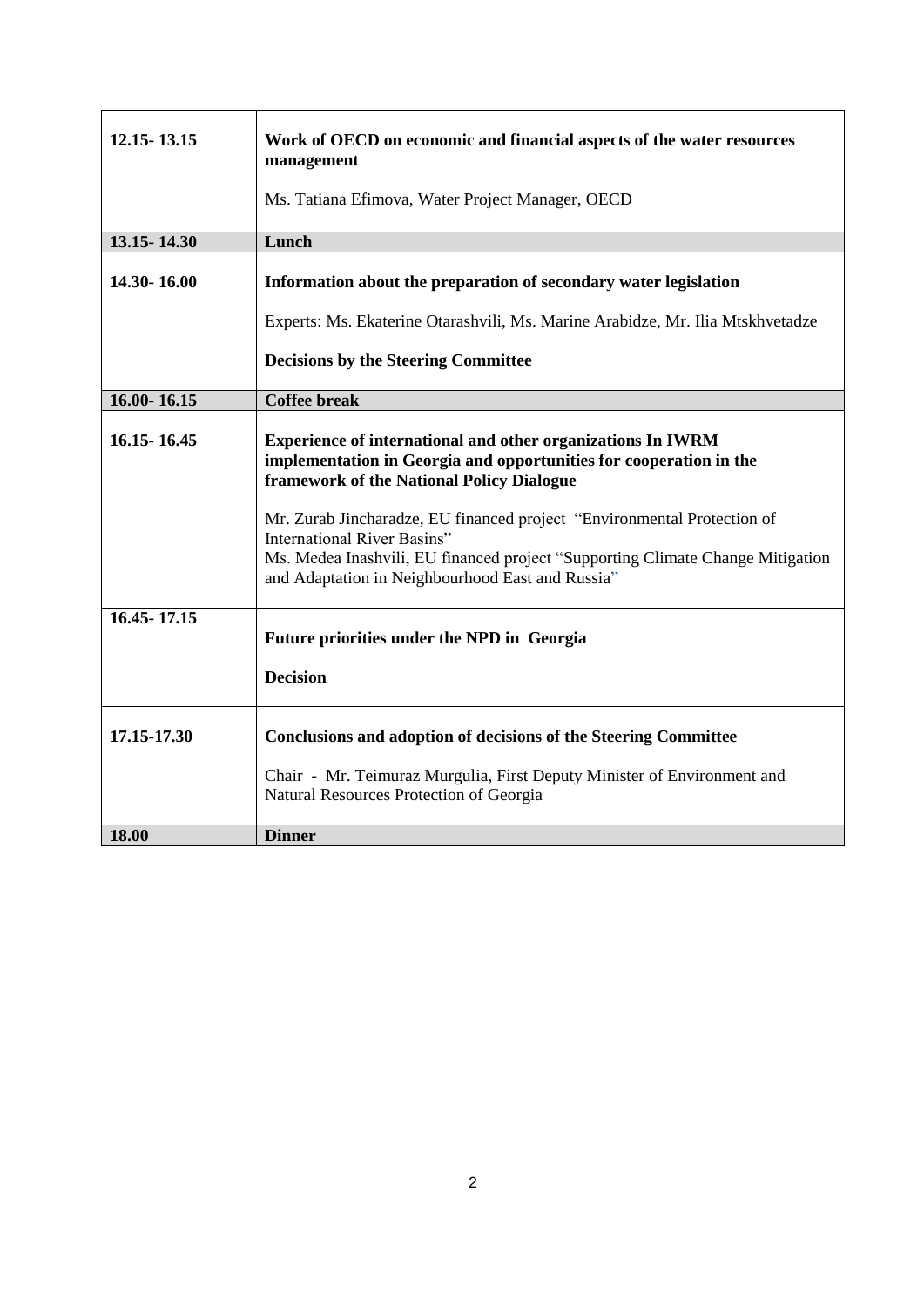| | |
|---|---|
| 12.15- 13.15 | **Work of OECD on economic and financial aspects of the water resources management**<br><br>Ms. Tatiana Efimova, Water Project Manager, OECD |
| **13.15- 14.30** | **Lunch** |
| 14.30- 16.00 | **Information about the preparation of secondary water legislation**<br><br>Experts: Ms. Ekaterine Otarashvili, Ms. Marine Arabidze, Mr. Ilia Mtskhvetadze<br><br>**Decisions by the Steering Committee** |
| **16.00- 16.15** | **Coffee break** |
| 16.15- 16.45 | **Experience of international and other organizations In IWRM implementation in Georgia and opportunities for cooperation in the framework of the National Policy Dialogue**<br><br>Mr. Zurab Jincharadze, EU financed project "Environmental Protection of International River Basins"<br>Ms. Medea Inashvili, EU financed project "Supporting Climate Change Mitigation and Adaptation in Neighbourhood East and Russia" |
| 16.45- 17.15 | **Future priorities under the NPD in Georgia**<br><br>**Decision** |
| 17.15-17.30 | **Conclusions and adoption of decisions of the Steering Committee**<br><br>Chair - Mr. Teimuraz Murgulia, First Deputy Minister of Environment and Natural Resources Protection of Georgia |
| **18.00** | **Dinner** |